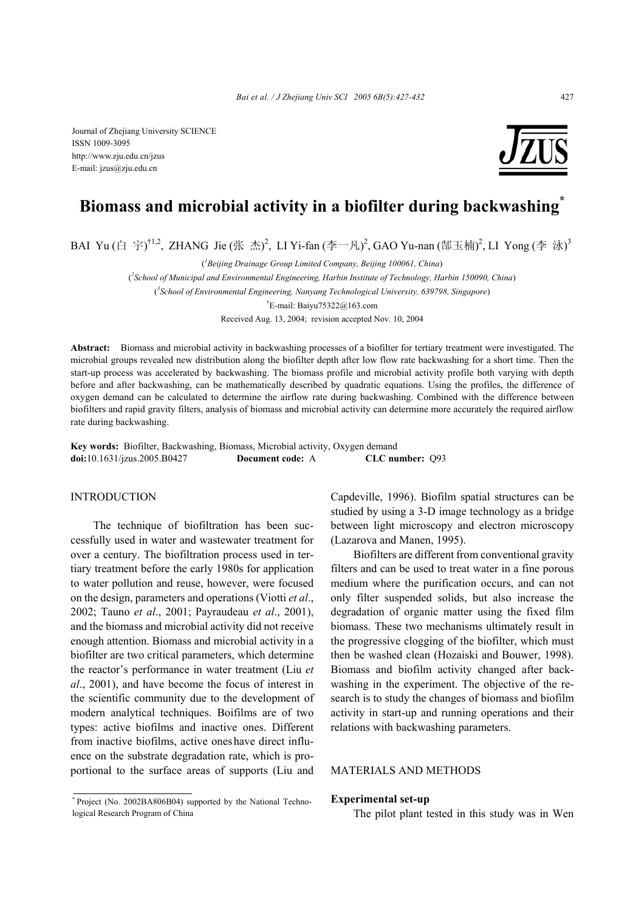Journal of Zhejiang University SCIENCE
ISSN 1009-3095
http://www.zju.edu.cn/jzus
E-mail: jzus@zju.edu.cn

# Biomass and microbial activity in a biofilter during backwashing*

BAI Yu (白 宇)[†1,2], ZHANG Jie (张 杰)[2], LI Yi-fan (李一凡)[2], GAO Yu-nan (郜玉楠)[2], LI Yong (李 泳)[3]

([1]Beijing Drainage Group Limited Company, Beijing 100061, China)

([2]School of Municipal and Environmental Engineering, Harbin Institute of Technology, Harbin 150090, China)

([3]School of Environmental Engineering, Nanyang Technological University, 639798, Singapore)

[†]E-mail: Baiyu75322@163.com

Received Aug. 13, 2004; revision accepted Nov. 10, 2004

**Abstract:** Biomass and microbial activity in backwashing processes of a biofilter for tertiary treatment were investigated. The microbial groups revealed new distribution along the biofilter depth after low flow rate backwashing for a short time. Then the start-up process was accelerated by backwashing. The biomass profile and microbial activity profile both varying with depth before and after backwashing, can be mathematically described by quadratic equations. Using the profiles, the difference of oxygen demand can be calculated to determine the airflow rate during backwashing. Combined with the difference between biofilters and rapid gravity filters, analysis of biomass and microbial activity can determine more accurately the required airflow rate during backwashing.

**Key words:** Biofilter, Backwashing, Biomass, Microbial activity, Oxygen demand

**doi:**10.1631/jzus.2005.B0427 **Document code:** A **CLC number:** Q93

## INTRODUCTION

The technique of biofiltration has been successfully used in water and wastewater treatment for over a century. The biofiltration process used in tertiary treatment before the early 1980s for application to water pollution and reuse, however, were focused on the design, parameters and operations (Viotti *et al*., 2002; Tauno *et al*., 2001; Payraudeau *et al*., 2001), and the biomass and microbial activity did not receive enough attention. Biomass and microbial activity in a biofilter are two critical parameters, which determine the reactor's performance in water treatment (Liu *et al*., 2001), and have become the focus of interest in the scientific community due to the development of modern analytical techniques. Boifilms are of two types: active biofilms and inactive ones. Different from inactive biofilms, active ones have direct influence on the substrate degradation rate, which is proportional to the surface areas of supports (Liu and Capdeville, 1996). Biofilm spatial structures can be studied by using a 3-D image technology as a bridge between light microscopy and electron microscopy (Lazarova and Manen, 1995).

Biofilters are different from conventional gravity filters and can be used to treat water in a fine porous medium where the purification occurs, and can not only filter suspended solids, but also increase the degradation of organic matter using the fixed film biomass. These two mechanisms ultimately result in the progressive clogging of the biofilter, which must then be washed clean (Hozaiski and Bouwer, 1998). Biomass and biofilm activity changed after backwashing in the experiment. The objective of the research is to study the changes of biomass and biofilm activity in start-up and running operations and their relations with backwashing parameters.

## MATERIALS AND METHODS

### Experimental set-up

The pilot plant tested in this study was in Wen

---

* Project (No. 2002BA806B04) supported by the National Technological Research Program of China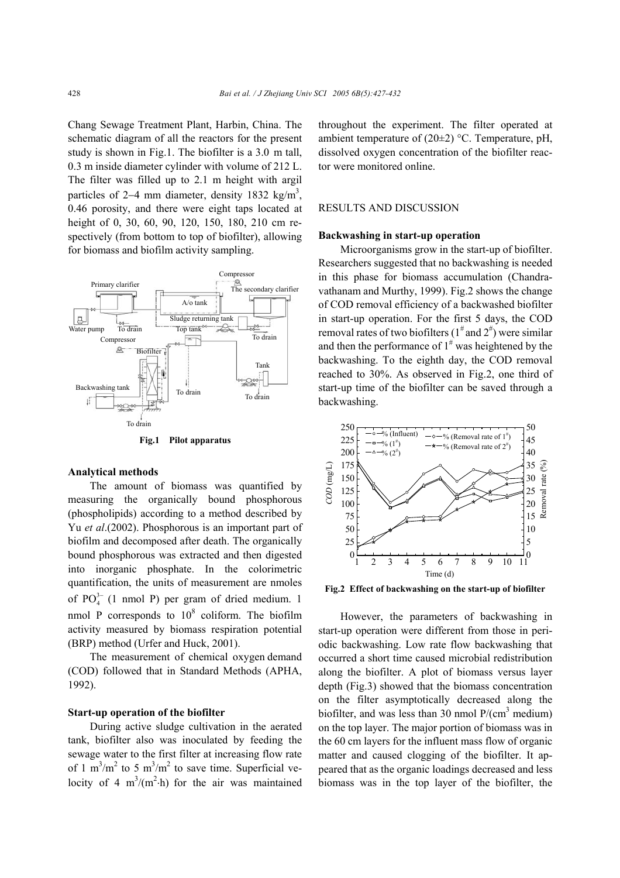Chang Sewage Treatment Plant, Harbin, China. The schematic diagram of all the reactors for the present study is shown in Fig.1. The biofilter is a 3.0 m tall, 0.3 m inside diameter cylinder with volume of 212 L. The filter was filled up to 2.1 m height with argil particles of 2–4 mm diameter, density 1832 $kg/m^3$, 0.46 porosity, and there were eight taps located at height of 0, 30, 60, 90, 120, 150, 180, 210 cm respectively (from bottom to top of biofilter), allowing for biomass and biofilm activity sampling.

**Fig.1 Pilot apparatus**

### Analytical methods

The amount of biomass was quantified by measuring the organically bound phosphorous (phospholipids) according to a method described by Yu *et al*.(2002). Phosphorous is an important part of biofilm and decomposed after death. The organically bound phosphorous was extracted and then digested into inorganic phosphate. In the colorimetric quantification, the units of measurement are nmoles of $PO_4^{3-}$ (1 nmol P) per gram of dried medium. 1 nmol P corresponds to $10^8$ coliform. The biofilm activity measured by biomass respiration potential (BRP) method (Urfer and Huck, 2001).

The measurement of chemical oxygen demand (COD) followed that in Standard Methods (APHA, 1992).

### Start-up operation of the biofilter

During active sludge cultivation in the aerated tank, biofilter also was inoculated by feeding the sewage water to the first filter at increasing flow rate of 1 $m^3/m^2$ to 5 $m^3/m^2$ to save time. Superficial velocity of 4 $m^3/(m^2\cdot h)$ for the air was maintained throughout the experiment. The filter operated at ambient temperature of (20±2) °C. Temperature, pH, dissolved oxygen concentration of the biofilter reactor were monitored online.

## RESULTS AND DISCUSSION

### Backwashing in start-up operation

Microorganisms grow in the start-up of biofilter. Researchers suggested that no backwashing is needed in this phase for biomass accumulation (Chandravathanam and Murthy, 1999). Fig.2 shows the change of COD removal efficiency of a backwashed biofilter in start-up operation. For the first 5 days, the COD removal rates of two biofilters ($1^\#$ and $2^\#$) were similar and then the performance of $1^\#$ was heightened by the backwashing. To the eighth day, the COD removal reached to 30%. As observed in Fig.2, one third of start-up time of the biofilter can be saved through a backwashing.

**Fig.2 Effect of backwashing on the start-up of biofilter**

However, the parameters of backwashing in start-up operation were different from those in periodic backwashing. Low rate flow backwashing that occurred a short time caused microbial redistribution along the biofilter. A plot of biomass versus layer depth (Fig.3) showed that the biomass concentration on the filter asymptotically decreased along the biofilter, and was less than 30 nmol P/($cm^3$ medium) on the top layer. The major portion of biomass was in the 60 cm layers for the influent mass flow of organic matter and caused clogging of the biofilter. It appeared that as the organic loadings decreased and less biomass was in the top layer of the biofilter, the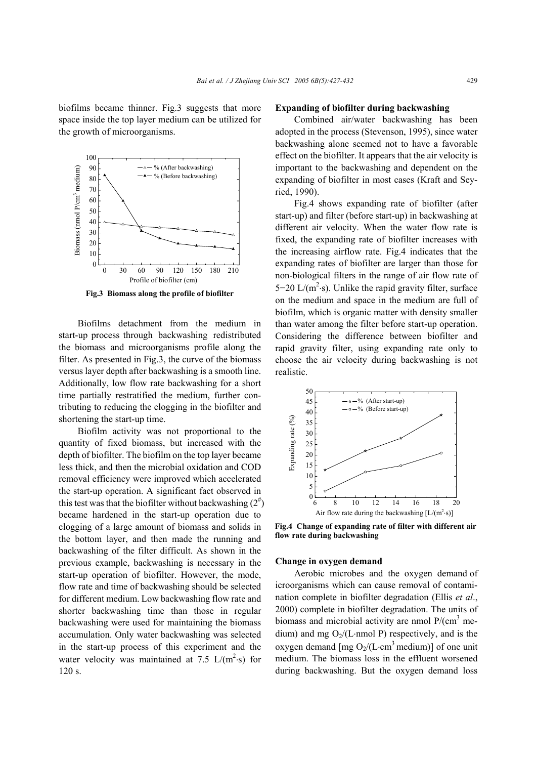biofilms became thinner. Fig.3 suggests that more space inside the top layer medium can be utilized for the growth of microorganisms.

**Fig.3 Biomass along the profile of biofilter**

Biofilms detachment from the medium in start-up process through backwashing redistributed the biomass and microorganisms profile along the filter. As presented in Fig.3, the curve of the biomass versus layer depth after backwashing is a smooth line. Additionally, low flow rate backwashing for a short time partially restratified the medium, further contributing to reducing the clogging in the biofilter and shortening the start-up time.

Biofilm activity was not proportional to the quantity of fixed biomass, but increased with the depth of biofilter. The biofilm on the top layer became less thick, and then the microbial oxidation and COD removal efficiency were improved which accelerated the start-up operation. A significant fact observed in this test was that the biofilter without backwashing ($2^{\#}$) became hardened in the start-up operation due to clogging of a large amount of biomass and solids in the bottom layer, and then made the running and backwashing of the filter difficult. As shown in the previous example, backwashing is necessary in the start-up operation of biofilter. However, the mode, flow rate and time of backwashing should be selected for different medium. Low backwashing flow rate and shorter backwashing time than those in regular backwashing were used for maintaining the biomass accumulation. Only water backwashing was selected in the start-up process of this experiment and the water velocity was maintained at 7.5 L/($m^2$·s) for 120 s.

### Expanding of biofilter during backwashing

Combined air/water backwashing has been adopted in the process (Stevenson, 1995), since water backwashing alone seemed not to have a favorable effect on the biofilter. It appears that the air velocity is important to the backwashing and dependent on the expanding of biofilter in most cases (Kraft and Seyried, 1990).

Fig.4 shows expanding rate of biofilter (after start-up) and filter (before start-up) in backwashing at different air velocity. When the water flow rate is fixed, the expanding rate of biofilter increases with the increasing airflow rate. Fig.4 indicates that the expanding rates of biofilter are larger than those for non-biological filters in the range of air flow rate of 5−20 L/($m^2$·s). Unlike the rapid gravity filter, surface on the medium and space in the medium are full of biofilm, which is organic matter with density smaller than water among the filter before start-up operation. Considering the difference between biofilter and rapid gravity filter, using expanding rate only to choose the air velocity during backwashing is not realistic.

**Fig.4 Change of expanding rate of filter with different air flow rate during backwashing**

### Change in oxygen demand

Aerobic microbes and the oxygen demand of icroorganisms which can cause removal of contamination complete in biofilter degradation (Ellis *et al*., 2000) complete in biofilter degradation. The units of biomass and microbial activity are nmol P/($cm^3$ medium) and mg $O_2$/(L·nmol P) respectively, and is the oxygen demand [mg $O_2$/(L·$cm^3$ medium)] of one unit medium. The biomass loss in the effluent worsened during backwashing. But the oxygen demand loss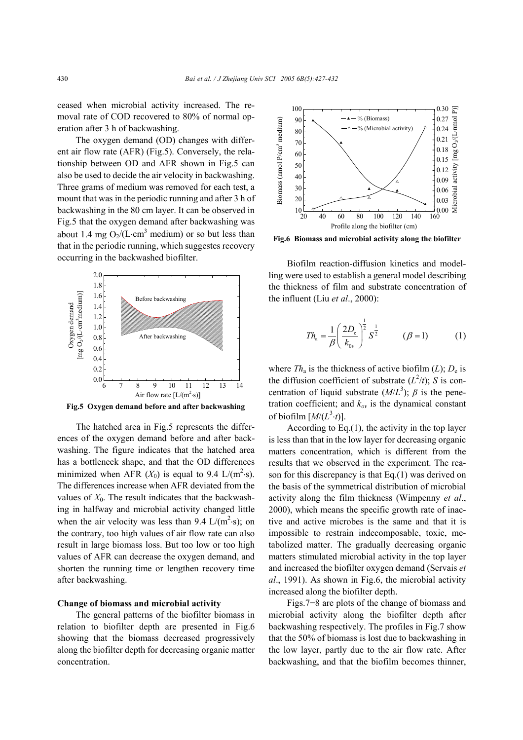ceased when microbial activity increased. The removal rate of COD recovered to 80% of normal operation after 3 h of backwashing.

The oxygen demand (OD) changes with different air flow rate (AFR) (Fig.5). Conversely, the relationship between OD and AFR shown in Fig.5 can also be used to decide the air velocity in backwashing. Three grams of medium was removed for each test, a mount that was in the periodic running and after 3 h of backwashing in the 80 cm layer. It can be observed in Fig.5 that the oxygen demand after backwashing was about 1.4 mg $O_2$/(L·cm$^3$ medium) or so but less than that in the periodic running, which suggestes recovery occurring in the backwashed biofilter.

**Fig.5 Oxygen demand before and after backwashing**

The hatched area in Fig.5 represents the differences of the oxygen demand before and after backwashing. The figure indicates that the hatched area has a bottleneck shape, and that the OD differences minimized when AFR ($X_0$) is equal to 9.4 L/(m$^2$·s). The differences increase when AFR deviated from the values of $X_0$. The result indicates that the backwashing in halfway and microbial activity changed little when the air velocity was less than 9.4 L/(m$^2$·s); on the contrary, too high values of air flow rate can also result in large biomass loss. But too low or too high values of AFR can decrease the oxygen demand, and shorten the running time or lengthen recovery time after backwashing.

### Change of biomass and microbial activity

The general patterns of the biofilter biomass in relation to biofilter depth are presented in Fig.6 showing that the biomass decreased progressively along the biofilter depth for decreasing organic matter concentration.

**Fig.6 Biomass and microbial activity along the biofilter**

Biofilm reaction-diffusion kinetics and modelling were used to establish a general model describing the thickness of film and substrate concentration of the influent (Liu *et al*., 2000):

$$Th_a = \frac{1}{\beta}\left(\frac{2D_e}{k_{0v}}\right)^{\frac{1}{2}} S^{\frac{1}{2}} \qquad (\beta = 1) \tag{1}$$

where $Th_a$ is the thickness of active biofilm ($L$); $D_e$ is the diffusion coefficient of substrate ($L^2/t$); $S$ is concentration of liquid substrate ($M/L^3$); $\beta$ is the penetration coefficient; and $k_{ov}$ is the dynamical constant of biofilm [$M/(L^3 \cdot t)$].

According to Eq.(1), the activity in the top layer is less than that in the low layer for decreasing organic matters concentration, which is different from the results that we observed in the experiment. The reason for this discrepancy is that Eq.(1) was derived on the basis of the symmetrical distribution of microbial activity along the film thickness (Wimpenny *et al*., 2000), which means the specific growth rate of inactive and active microbes is the same and that it is impossible to restrain indecomposable, toxic, metabolized matter. The gradually decreasing organic matters stimulated microbial activity in the top layer and increased the biofilter oxygen demand (Servais *et al*., 1991). As shown in Fig.6, the microbial activity increased along the biofilter depth.

Figs.7−8 are plots of the change of biomass and microbial activity along the biofilter depth after backwashing respectively. The profiles in Fig.7 show that the 50% of biomass is lost due to backwashing in the low layer, partly due to the air flow rate. After backwashing, and that the biofilm becomes thinner,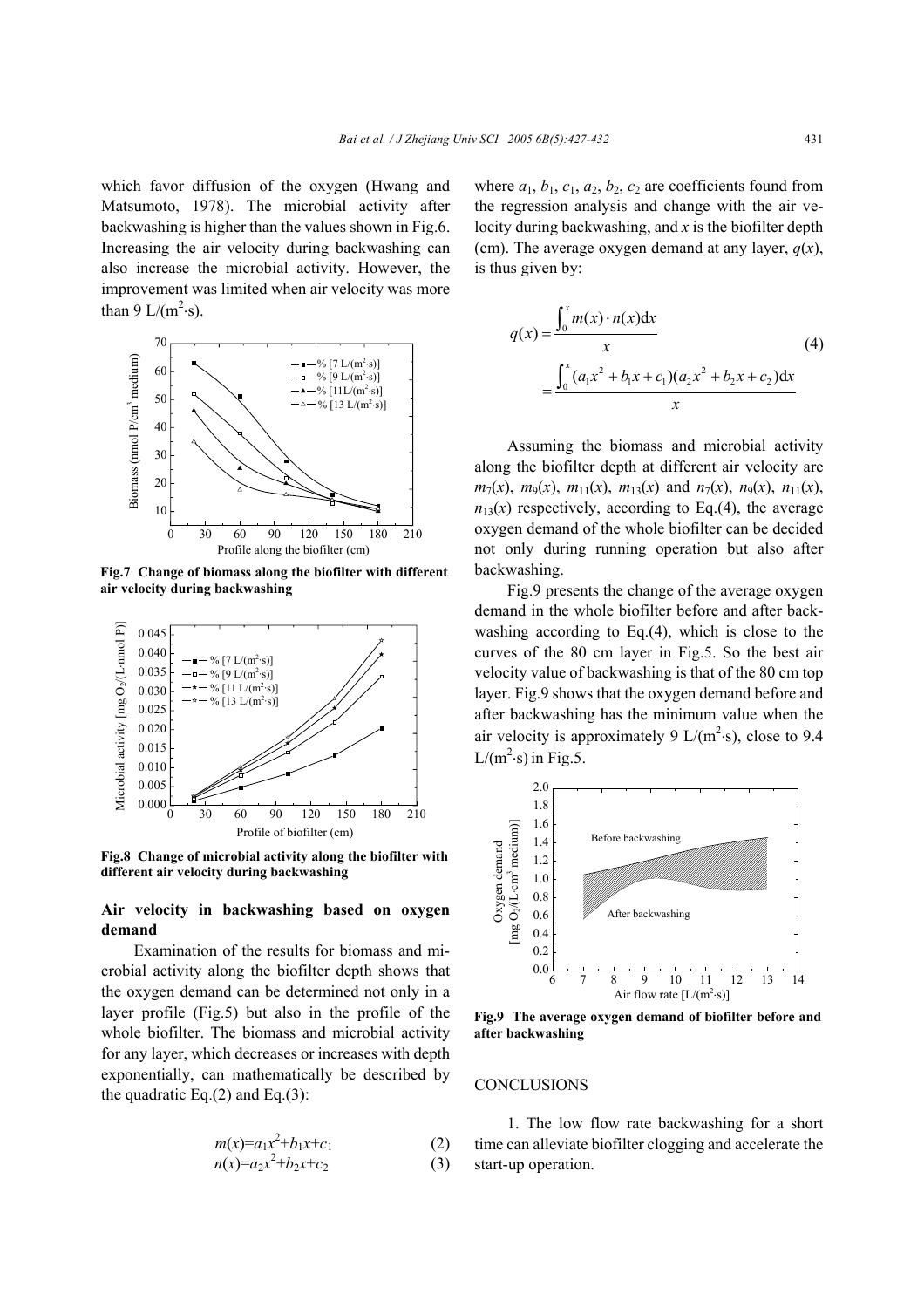which favor diffusion of the oxygen (Hwang and Matsumoto, 1978). The microbial activity after backwashing is higher than the values shown in Fig.6. Increasing the air velocity during backwashing can also increase the microbial activity. However, the improvement was limited when air velocity was more than 9 L/(m$^2$·s).

**Fig.7 Change of biomass along the biofilter with different air velocity during backwashing**

**Fig.8 Change of microbial activity along the biofilter with different air velocity during backwashing**

## Air velocity in backwashing based on oxygen demand

Examination of the results for biomass and microbial activity along the biofilter depth shows that the oxygen demand can be determined not only in a layer profile (Fig.5) but also in the profile of the whole biofilter. The biomass and microbial activity for any layer, which decreases or increases with depth exponentially, can mathematically be described by the quadratic Eq.(2) and Eq.(3):

$$m(x)=a_1x^2+b_1x+c_1 \quad (2)$$

$$n(x)=a_2x^2+b_2x+c_2 \quad (3)$$

where $a_1$, $b_1$, $c_1$, $a_2$, $b_2$, $c_2$ are coefficients found from the regression analysis and change with the air velocity during backwashing, and $x$ is the biofilter depth (cm). The average oxygen demand at any layer, $q(x)$, is thus given by:

$$q(x)=\frac{\int_0^x m(x)\cdot n(x)\mathrm{d}x}{x} = \frac{\int_0^x (a_1x^2+b_1x+c_1)(a_2x^2+b_2x+c_2)\mathrm{d}x}{x} \quad (4)$$

Assuming the biomass and microbial activity along the biofilter depth at different air velocity are $m_7(x)$, $m_9(x)$, $m_{11}(x)$, $m_{13}(x)$ and $n_7(x)$, $n_9(x)$, $n_{11}(x)$, $n_{13}(x)$ respectively, according to Eq.(4), the average oxygen demand of the whole biofilter can be decided not only during running operation but also after backwashing.

Fig.9 presents the change of the average oxygen demand in the whole biofilter before and after backwashing according to Eq.(4), which is close to the curves of the 80 cm layer in Fig.5. So the best air velocity value of backwashing is that of the 80 cm top layer. Fig.9 shows that the oxygen demand before and after backwashing has the minimum value when the air velocity is approximately 9 L/(m$^2$·s), close to 9.4 L/(m$^2$·s) in Fig.5.

**Fig.9 The average oxygen demand of biofilter before and after backwashing**

## CONCLUSIONS

1. The low flow rate backwashing for a short time can alleviate biofilter clogging and accelerate the start-up operation.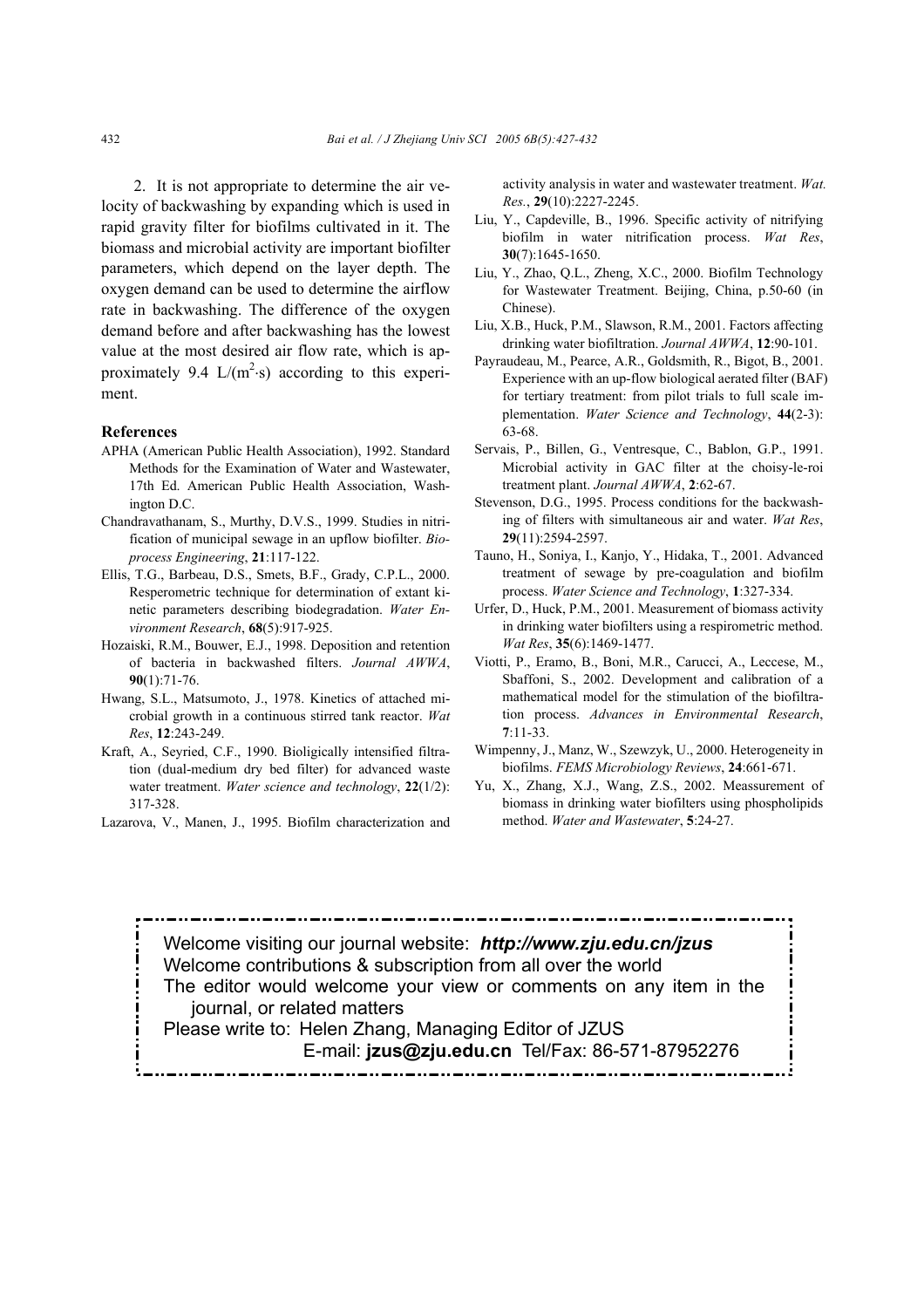2. It is not appropriate to determine the air velocity of backwashing by expanding which is used in rapid gravity filter for biofilms cultivated in it. The biomass and microbial activity are important biofilter parameters, which depend on the layer depth. The oxygen demand can be used to determine the airflow rate in backwashing. The difference of the oxygen demand before and after backwashing has the lowest value at the most desired air flow rate, which is approximately 9.4 $L/(m^2 \cdot s)$ according to this experiment.

## References

APHA (American Public Health Association), 1992. Standard Methods for the Examination of Water and Wastewater, 17th Ed. American Public Health Association, Washington D.C.

Chandravathanam, S., Murthy, D.V.S., 1999. Studies in nitrification of municipal sewage in an upflow biofilter. *Bioprocess Engineering*, **21**:117-122.

Ellis, T.G., Barbeau, D.S., Smets, B.F., Grady, C.P.L., 2000. Resperometric technique for determination of extant kinetic parameters describing biodegradation. *Water Environment Research*, **68**(5):917-925.

Hozaiski, R.M., Bouwer, E.J., 1998. Deposition and retention of bacteria in backwashed filters. *Journal AWWA*, **90**(1):71-76.

Hwang, S.L., Matsumoto, J., 1978. Kinetics of attached microbial growth in a continuous stirred tank reactor. *Wat Res*, **12**:243-249.

Kraft, A., Seyried, C.F., 1990. Bioligically intensified filtration (dual-medium dry bed filter) for advanced waste water treatment. *Water science and technology*, **22**(1/2): 317-328.

Lazarova, V., Manen, J., 1995. Biofilm characterization and activity analysis in water and wastewater treatment. *Wat. Res.*, **29**(10):2227-2245.

Liu, Y., Capdeville, B., 1996. Specific activity of nitrifying biofilm in water nitrification process. *Wat Res*, **30**(7):1645-1650.

Liu, Y., Zhao, Q.L., Zheng, X.C., 2000. Biofilm Technology for Wastewater Treatment. Beijing, China, p.50-60 (in Chinese).

Liu, X.B., Huck, P.M., Slawson, R.M., 2001. Factors affecting drinking water biofiltration. *Journal AWWA*, **12**:90-101.

Payraudeau, M., Pearce, A.R., Goldsmith, R., Bigot, B., 2001. Experience with an up-flow biological aerated filter (BAF) for tertiary treatment: from pilot trials to full scale implementation. *Water Science and Technology*, **44**(2-3): 63-68.

Servais, P., Billen, G., Ventresque, C., Bablon, G.P., 1991. Microbial activity in GAC filter at the choisy-le-roi treatment plant. *Journal AWWA*, **2**:62-67.

Stevenson, D.G., 1995. Process conditions for the backwashing of filters with simultaneous air and water. *Wat Res*, **29**(11):2594-2597.

Tauno, H., Soniya, I., Kanjo, Y., Hidaka, T., 2001. Advanced treatment of sewage by pre-coagulation and biofilm process. *Water Science and Technology*, **1**:327-334.

Urfer, D., Huck, P.M., 2001. Measurement of biomass activity in drinking water biofilters using a respirometric method. *Wat Res*, **35**(6):1469-1477.

Viotti, P., Eramo, B., Boni, M.R., Carucci, A., Leccese, M., Sbaffoni, S., 2002. Development and calibration of a mathematical model for the stimulation of the biofiltration process. *Advances in Environmental Research*, **7**:11-33.

Wimpenny, J., Manz, W., Szewzyk, U., 2000. Heterogeneity in biofilms. *FEMS Microbiology Reviews*, **24**:661-671.

Yu, X., Zhang, X.J., Wang, Z.S., 2002. Meassurement of biomass in drinking water biofilters using phospholipids method. *Water and Wastewater*, **5**:24-27.

Welcome visiting our journal website: ***http://www.zju.edu.cn/jzus***
Welcome contributions & subscription from all over the world
The editor would welcome your view or comments on any item in the journal, or related matters
Please write to: Helen Zhang, Managing Editor of JZUS
E-mail: **jzus@zju.edu.cn** Tel/Fax: 86-571-87952276